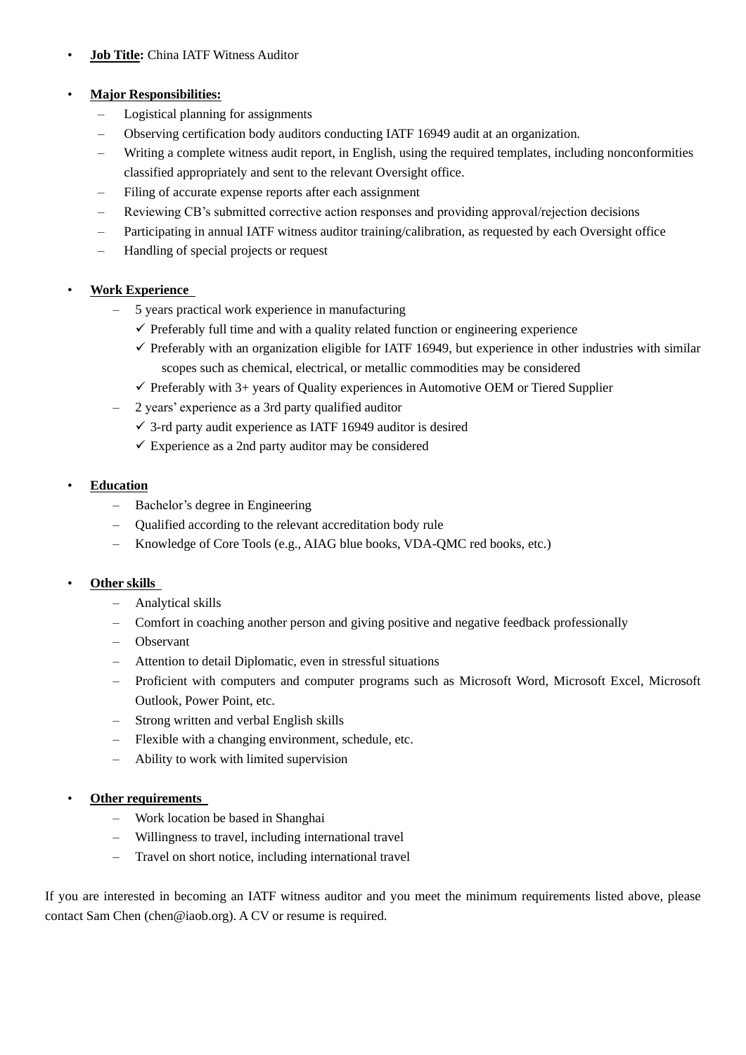- **Job Title:** China IATF Witness Auditor

- **Major Responsibilities:**
  - Logistical planning for assignments
  - Observing certification body auditors conducting IATF 16949 audit at an organization.
  - Writing a complete witness audit report, in English, using the required templates, including nonconformities classified appropriately and sent to the relevant Oversight office.
  - Filing of accurate expense reports after each assignment
  - Reviewing CB's submitted corrective action responses and providing approval/rejection decisions
  - Participating in annual IATF witness auditor training/calibration, as requested by each Oversight office
  - Handling of special projects or request

- **Work Experience**
  - 5 years practical work experience in manufacturing
    - ✓ Preferably full time and with a quality related function or engineering experience
    - ✓ Preferably with an organization eligible for IATF 16949, but experience in other industries with similar scopes such as chemical, electrical, or metallic commodities may be considered
    - ✓ Preferably with 3+ years of Quality experiences in Automotive OEM or Tiered Supplier
  - 2 years' experience as a 3rd party qualified auditor
    - ✓ 3-rd party audit experience as IATF 16949 auditor is desired
    - ✓ Experience as a 2nd party auditor may be considered

- **Education**
  - Bachelor's degree in Engineering
  - Qualified according to the relevant accreditation body rule
  - Knowledge of Core Tools (e.g., AIAG blue books, VDA-QMC red books, etc.)

- **Other skills**
  - Analytical skills
  - Comfort in coaching another person and giving positive and negative feedback professionally
  - Observant
  - Attention to detail Diplomatic, even in stressful situations
  - Proficient with computers and computer programs such as Microsoft Word, Microsoft Excel, Microsoft Outlook, Power Point, etc.
  - Strong written and verbal English skills
  - Flexible with a changing environment, schedule, etc.
  - Ability to work with limited supervision

- **Other requirements**
  - Work location be based in Shanghai
  - Willingness to travel, including international travel
  - Travel on short notice, including international travel

If you are interested in becoming an IATF witness auditor and you meet the minimum requirements listed above, please contact Sam Chen (chen@iaob.org). A CV or resume is required.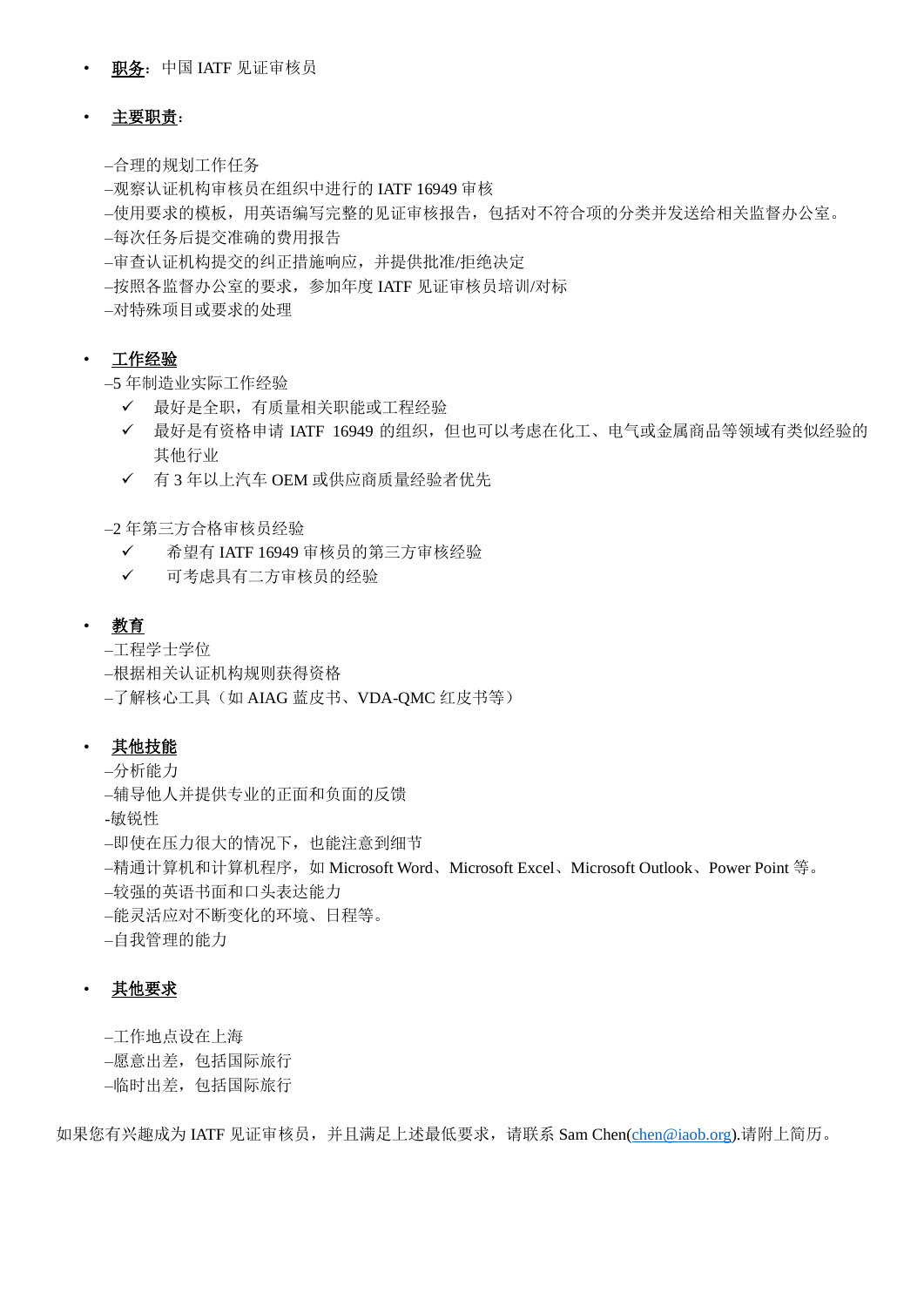- **职务**：中国 IATF 见证审核员

- **主要职责**：

  –合理的规划工作任务
  –观察认证机构审核员在组织中进行的 IATF 16949 审核
  –使用要求的模板，用英语编写完整的见证审核报告，包括对不符合项的分类并发送给相关监督办公室。
  –每次任务后提交准确的费用报告
  –审查认证机构提交的纠正措施响应，并提供批准/拒绝决定
  –按照各监督办公室的要求，参加年度 IATF 见证审核员培训/对标
  –对特殊项目或要求的处理

- **工作经验**

  –5 年制造业实际工作经验
  - ✓ 最好是全职，有质量相关职能或工程经验
  - ✓ 最好是有资格申请 IATF 16949 的组织，但也可以考虑在化工、电气或金属商品等领域有类似经验的其他行业
  - ✓ 有 3 年以上汽车 OEM 或供应商质量经验者优先

  –2 年第三方合格审核员经验
  - ✓ 希望有 IATF 16949 审核员的第三方审核经验
  - ✓ 可考虑具有二方审核员的经验

- **教育**

  –工程学士学位
  –根据相关认证机构规则获得资格
  –了解核心工具（如 AIAG 蓝皮书、VDA-QMC 红皮书等）

- **其他技能**

  –分析能力
  –辅导他人并提供专业的正面和负面的反馈
  -敏锐性
  –即使在压力很大的情况下，也能注意到细节
  –精通计算机和计算机程序，如 Microsoft Word、Microsoft Excel、Microsoft Outlook、Power Point 等。
  –较强的英语书面和口头表达能力
  –能灵活应对不断变化的环境、日程等。
  –自我管理的能力

- **其他要求**

  –工作地点设在上海
  –愿意出差，包括国际旅行
  –临时出差，包括国际旅行

如果您有兴趣成为 IATF 见证审核员，并且满足上述最低要求，请联系 Sam Chen(chen@iaob.org).请附上简历。